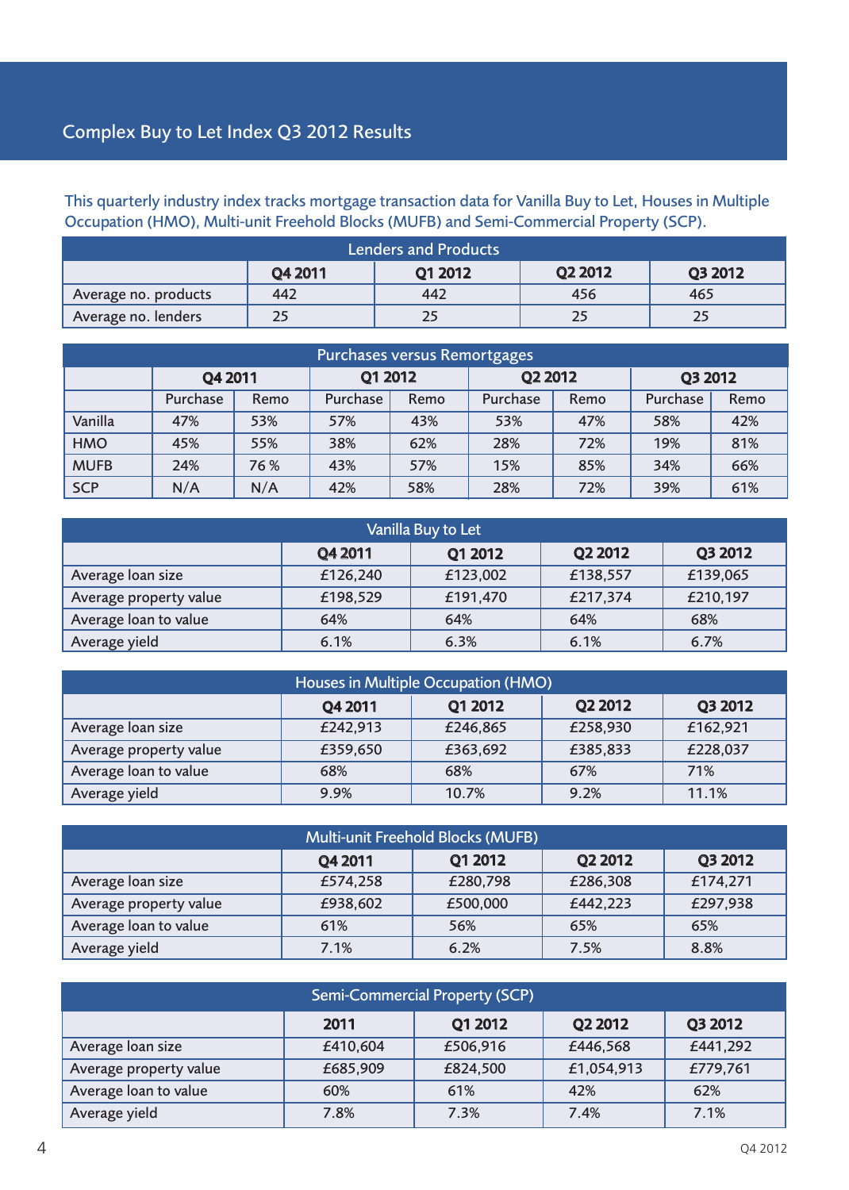# Complex Buy to Let Index Q3 2012 Results

This quarterly industry index tracks mortgage transaction data for Vanilla Buy to Let, Houses in Multiple Occupation (HMO), Multi-unit Freehold Blocks (MUFB) and Semi-Commercial Property (SCP).

| Lenders and Products | | | | |
|---|---|---|---|---|
| | Q4 2011 | Q1 2012 | Q2 2012 | Q3 2012 |
| Average no. products | 442 | 442 | 456 | 465 |
| Average no. lenders | 25 | 25 | 25 | 25 |

| Purchases versus Remortgages | | | | | | | | |
|---|---|---|---|---|---|---|---|---|
| | Q4 2011 | | Q1 2012 | | Q2 2012 | | Q3 2012 | |
| | Purchase | Remo | Purchase | Remo | Purchase | Remo | Purchase | Remo |
| Vanilla | 47% | 53% | 57% | 43% | 53% | 47% | 58% | 42% |
| HMO | 45% | 55% | 38% | 62% | 28% | 72% | 19% | 81% |
| MUFB | 24% | 76 % | 43% | 57% | 15% | 85% | 34% | 66% |
| SCP | N/A | N/A | 42% | 58% | 28% | 72% | 39% | 61% |

| Vanilla Buy to Let | | | | |
|---|---|---|---|---|
| | Q4 2011 | Q1 2012 | Q2 2012 | Q3 2012 |
| Average loan size | £126,240 | £123,002 | £138,557 | £139,065 |
| Average property value | £198,529 | £191,470 | £217,374 | £210,197 |
| Average loan to value | 64% | 64% | 64% | 68% |
| Average yield | 6.1% | 6.3% | 6.1% | 6.7% |

| Houses in Multiple Occupation (HMO) | | | | |
|---|---|---|---|---|
| | Q4 2011 | Q1 2012 | Q2 2012 | Q3 2012 |
| Average loan size | £242,913 | £246,865 | £258,930 | £162,921 |
| Average property value | £359,650 | £363,692 | £385,833 | £228,037 |
| Average loan to value | 68% | 68% | 67% | 71% |
| Average yield | 9.9% | 10.7% | 9.2% | 11.1% |

| Multi-unit Freehold Blocks (MUFB) | | | | |
|---|---|---|---|---|
| | Q4 2011 | Q1 2012 | Q2 2012 | Q3 2012 |
| Average loan size | £574,258 | £280,798 | £286,308 | £174,271 |
| Average property value | £938,602 | £500,000 | £442,223 | £297,938 |
| Average loan to value | 61% | 56% | 65% | 65% |
| Average yield | 7.1% | 6.2% | 7.5% | 8.8% |

| Semi-Commercial Property (SCP) | | | | |
|---|---|---|---|---|
| | 2011 | Q1 2012 | Q2 2012 | Q3 2012 |
| Average loan size | £410,604 | £506,916 | £446,568 | £441,292 |
| Average property value | £685,909 | £824,500 | £1,054,913 | £779,761 |
| Average loan to value | 60% | 61% | 42% | 62% |
| Average yield | 7.8% | 7.3% | 7.4% | 7.1% |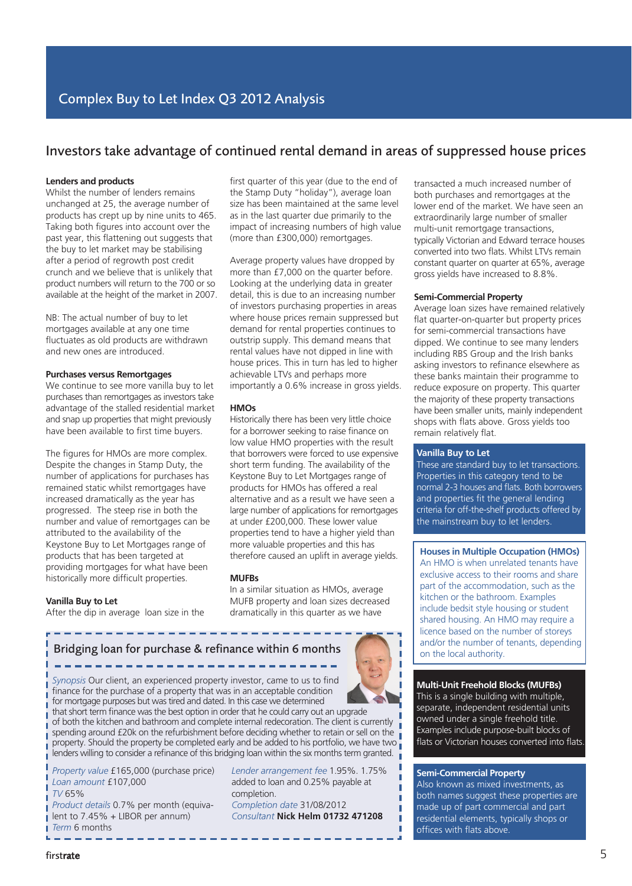# Complex Buy to Let Index Q3 2012 Analysis

## Investors take advantage of continued rental demand in areas of suppressed house prices

**Lenders and products**

Whilst the number of lenders remains unchanged at 25, the average number of products has crept up by nine units to 465. Taking both figures into account over the past year, this flattening out suggests that the buy to let market may be stabilising after a period of regrowth post credit crunch and we believe that is unlikely that product numbers will return to the 700 or so available at the height of the market in 2007.

NB: The actual number of buy to let mortgages available at any one time fluctuates as old products are withdrawn and new ones are introduced.

**Purchases versus Remortgages**

We continue to see more vanilla buy to let purchases than remortgages as investors take advantage of the stalled residential market and snap up properties that might previously have been available to first time buyers.

The figures for HMOs are more complex. Despite the changes in Stamp Duty, the number of applications for purchases has remained static whilst remortgages have increased dramatically as the year has progressed. The steep rise in both the number and value of remortgages can be attributed to the availability of the Keystone Buy to Let Mortgages range of products that has been targeted at providing mortgages for what have been historically more difficult properties.

**Vanilla Buy to Let**

After the dip in average loan size in the first quarter of this year (due to the end of the Stamp Duty "holiday"), average loan size has been maintained at the same level as in the last quarter due primarily to the impact of increasing numbers of high value (more than £300,000) remortgages.

Average property values have dropped by more than £7,000 on the quarter before. Looking at the underlying data in greater detail, this is due to an increasing number of investors purchasing properties in areas where house prices remain suppressed but demand for rental properties continues to outstrip supply. This demand means that rental values have not dipped in line with house prices. This in turn has led to higher achievable LTVs and perhaps more importantly a 0.6% increase in gross yields.

**HMOs**

Historically there has been very little choice for a borrower seeking to raise finance on low value HMO properties with the result that borrowers were forced to use expensive short term funding. The availability of the Keystone Buy to Let Mortgages range of products for HMOs has offered a real alternative and as a result we have seen a large number of applications for remortgages at under £200,000. These lower value properties tend to have a higher yield than more valuable properties and this has therefore caused an uplift in average yields.

**MUFBs**

In a similar situation as HMOs, average MUFB property and loan sizes decreased dramatically in this quarter as we have transacted a much increased number of both purchases and remortgages at the lower end of the market. We have seen an extraordinarily large number of smaller multi-unit remortgage transactions, typically Victorian and Edward terrace houses converted into two flats. Whilst LTVs remain constant quarter on quarter at 65%, average gross yields have increased to 8.8%.

**Semi-Commercial Property**

Average loan sizes have remained relatively flat quarter-on-quarter but property prices for semi-commercial transactions have dipped. We continue to see many lenders including RBS Group and the Irish banks asking investors to refinance elsewhere as these banks maintain their programme to reduce exposure on property. This quarter the majority of these property transactions have been smaller units, mainly independent shops with flats above. Gross yields too remain relatively flat.

### Bridging loan for purchase & refinance within 6 months

*Synopsis* Our client, an experienced property investor, came to us to find finance for the purchase of a property that was in an acceptable condition for mortgage purposes but was tired and dated. In this case we determined that short term finance was the best option in order that he could carry out an upgrade of both the kitchen and bathroom and complete internal redecoration. The client is currently spending around £20k on the refurbishment before deciding whether to retain or sell on the property. Should the property be completed early and be added to his portfolio, we have two lenders willing to consider a refinance of this bridging loan within the six months term granted.

*Property value* £165,000 (purchase price)
*Loan amount* £107,000
*LTV* 65%
*Product details* 0.7% per month (equivalent to 7.45% + LIBOR per annum)
*Term* 6 months
*Lender arrangement fee* 1.95%. 1.75% added to loan and 0.25% payable at completion.
*Completion date* 31/08/2012
*Consultant* **Nick Helm 01732 471208**

**Vanilla Buy to Let**

These are standard buy to let transactions. Properties in this category tend to be normal 2-3 houses and flats. Both borrowers and properties fit the general lending criteria for off-the-shelf products offered by the mainstream buy to let lenders.

**Houses in Multiple Occupation (HMOs)**

An HMO is when unrelated tenants have exclusive access to their rooms and share part of the accommodation, such as the kitchen or the bathroom. Examples include bedsit style housing or student shared housing. An HMO may require a licence based on the number of storeys and/or the number of tenants, depending on the local authority.

**Multi-Unit Freehold Blocks (MUFBs)**

This is a single building with multiple, separate, independent residential units owned under a single freehold title. Examples include purpose-built blocks of flats or Victorian houses converted into flats.

**Semi-Commercial Property**

Also known as mixed investments, as both names suggest these properties are made up of part commercial and part residential elements, typically shops or offices with flats above.